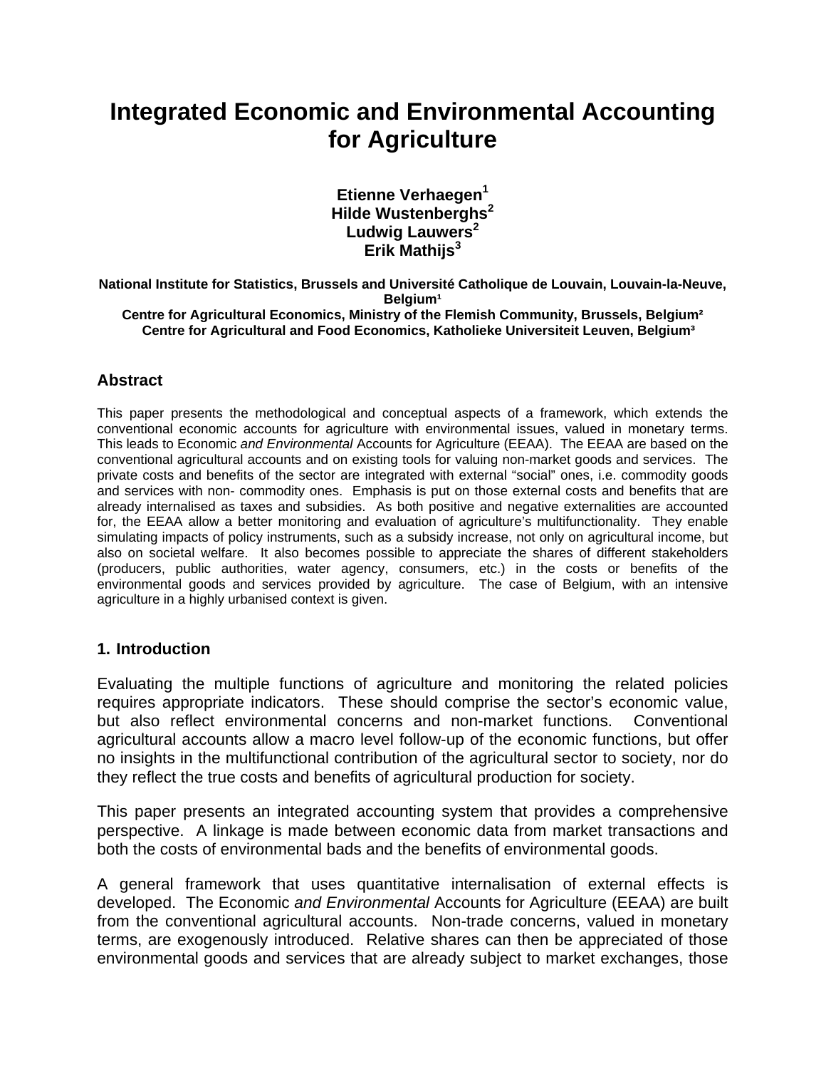# Integrated Economic and Environmental Accounting for Agriculture

**Etienne Verhaegen[1]**
**Hilde Wustenberghs[2]**
**Ludwig Lauwers[2]**
**Erik Mathijs[3]**

**National Institute for Statistics, Brussels and Université Catholique de Louvain, Louvain-la-Neuve, Belgium[1]**
**Centre for Agricultural Economics, Ministry of the Flemish Community, Brussels, Belgium[2]**
**Centre for Agricultural and Food Economics, Katholieke Universiteit Leuven, Belgium[3]**

## Abstract

This paper presents the methodological and conceptual aspects of a framework, which extends the conventional economic accounts for agriculture with environmental issues, valued in monetary terms. This leads to Economic *and Environmental* Accounts for Agriculture (EEAA). The EEAA are based on the conventional agricultural accounts and on existing tools for valuing non-market goods and services. The private costs and benefits of the sector are integrated with external "social" ones, i.e. commodity goods and services with non- commodity ones. Emphasis is put on those external costs and benefits that are already internalised as taxes and subsidies. As both positive and negative externalities are accounted for, the EEAA allow a better monitoring and evaluation of agriculture's multifunctionality. They enable simulating impacts of policy instruments, such as a subsidy increase, not only on agricultural income, but also on societal welfare. It also becomes possible to appreciate the shares of different stakeholders (producers, public authorities, water agency, consumers, etc.) in the costs or benefits of the environmental goods and services provided by agriculture. The case of Belgium, with an intensive agriculture in a highly urbanised context is given.

## 1. Introduction

Evaluating the multiple functions of agriculture and monitoring the related policies requires appropriate indicators. These should comprise the sector's economic value, but also reflect environmental concerns and non-market functions. Conventional agricultural accounts allow a macro level follow-up of the economic functions, but offer no insights in the multifunctional contribution of the agricultural sector to society, nor do they reflect the true costs and benefits of agricultural production for society.

This paper presents an integrated accounting system that provides a comprehensive perspective. A linkage is made between economic data from market transactions and both the costs of environmental bads and the benefits of environmental goods.

A general framework that uses quantitative internalisation of external effects is developed. The Economic *and Environmental* Accounts for Agriculture (EEAA) are built from the conventional agricultural accounts. Non-trade concerns, valued in monetary terms, are exogenously introduced. Relative shares can then be appreciated of those environmental goods and services that are already subject to market exchanges, those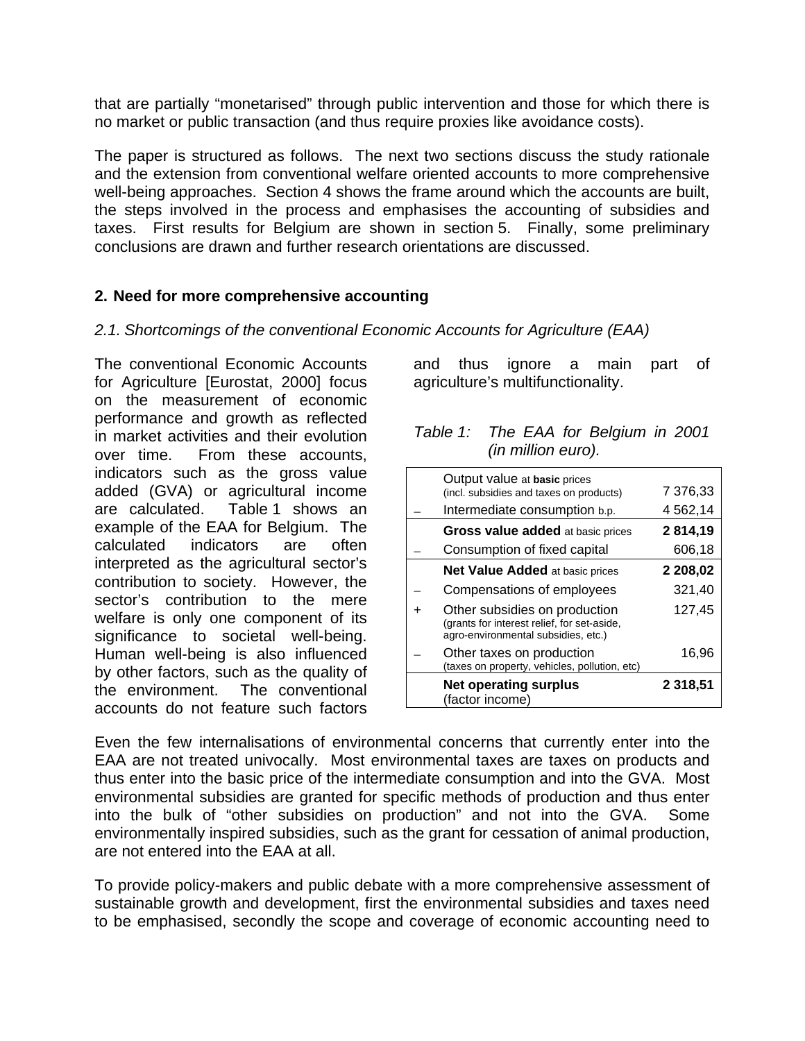that are partially “monetarised” through public intervention and those for which there is no market or public transaction (and thus require proxies like avoidance costs).

The paper is structured as follows. The next two sections discuss the study rationale and the extension from conventional welfare oriented accounts to more comprehensive well-being approaches. Section 4 shows the frame around which the accounts are built, the steps involved in the process and emphasises the accounting of subsidies and taxes. First results for Belgium are shown in section 5. Finally, some preliminary conclusions are drawn and further research orientations are discussed.

## 2. Need for more comprehensive accounting

### *2.1. Shortcomings of the conventional Economic Accounts for Agriculture (EAA)*

The conventional Economic Accounts for Agriculture [Eurostat, 2000] focus on the measurement of economic performance and growth as reflected in market activities and their evolution over time. From these accounts, indicators such as the gross value added (GVA) or agricultural income are calculated. Table 1 shows an example of the EAA for Belgium. The calculated indicators are often interpreted as the agricultural sector’s contribution to society. However, the sector’s contribution to the mere welfare is only one component of its significance to societal well-being. Human well-being is also influenced by other factors, such as the quality of the environment. The conventional accounts do not feature such factors and thus ignore a main part of agriculture’s multifunctionality.

*Table 1: The EAA for Belgium in 2001 (in million euro).*

| | | |
|---|---|---|
| | Output value at **basic** prices (incl. subsidies and taxes on products) | 7 376,33 |
| – | Intermediate consumption b.p. | 4 562,14 |
| | **Gross value added** at basic prices | **2 814,19** |
| – | Consumption of fixed capital | 606,18 |
| | **Net Value Added** at basic prices | **2 208,02** |
| – | Compensations of employees | 321,40 |
| + | Other subsidies on production (grants for interest relief, for set-aside, agro-environmental subsidies, etc.) | 127,45 |
| – | Other taxes on production (taxes on property, vehicles, pollution, etc) | 16,96 |
| | **Net operating surplus** (factor income) | **2 318,51** |

Even the few internalisations of environmental concerns that currently enter into the EAA are not treated univocally. Most environmental taxes are taxes on products and thus enter into the basic price of the intermediate consumption and into the GVA. Most environmental subsidies are granted for specific methods of production and thus enter into the bulk of “other subsidies on production” and not into the GVA. Some environmentally inspired subsidies, such as the grant for cessation of animal production, are not entered into the EAA at all.

To provide policy-makers and public debate with a more comprehensive assessment of sustainable growth and development, first the environmental subsidies and taxes need to be emphasised, secondly the scope and coverage of economic accounting need to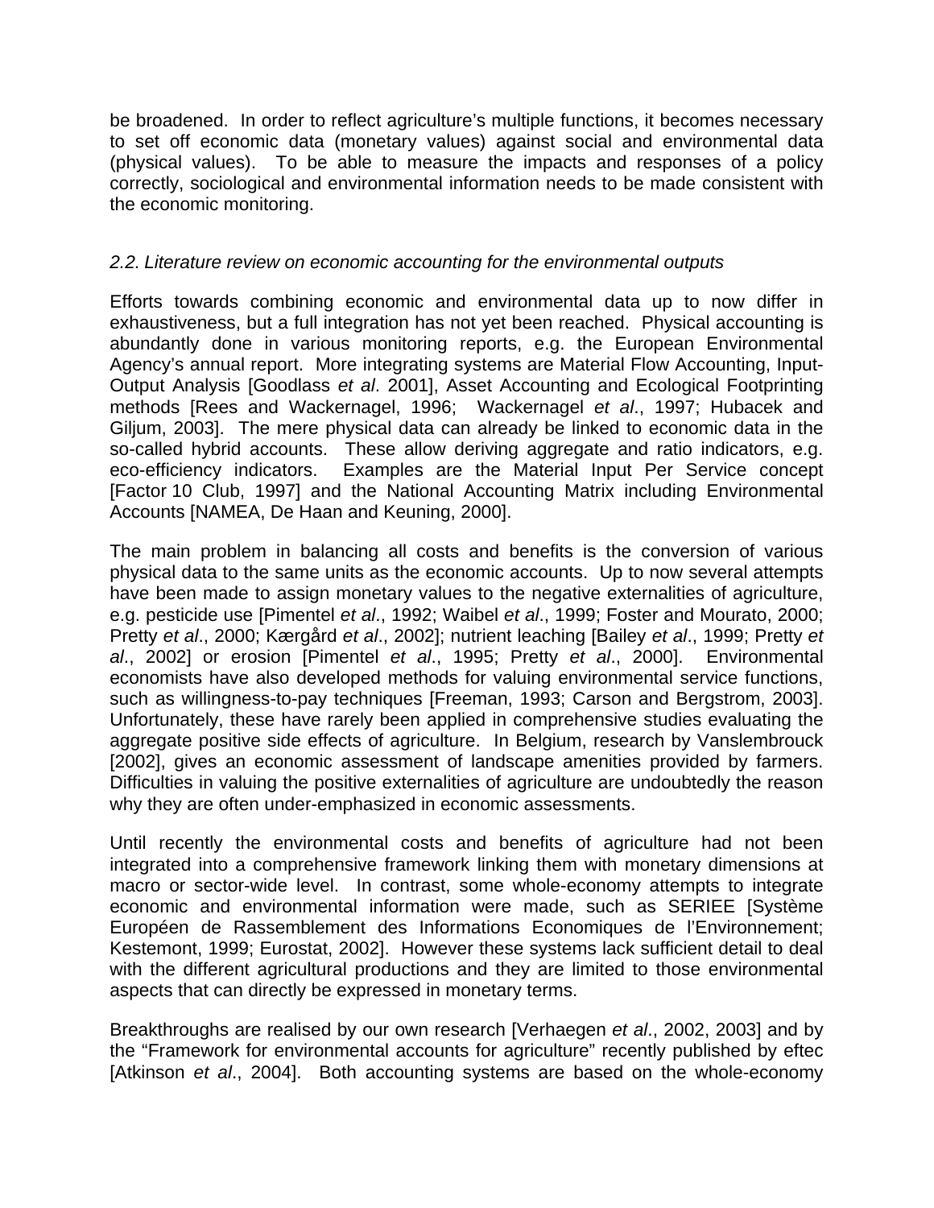be broadened. In order to reflect agriculture's multiple functions, it becomes necessary to set off economic data (monetary values) against social and environmental data (physical values). To be able to measure the impacts and responses of a policy correctly, sociological and environmental information needs to be made consistent with the economic monitoring.

*2.2. Literature review on economic accounting for the environmental outputs*

Efforts towards combining economic and environmental data up to now differ in exhaustiveness, but a full integration has not yet been reached. Physical accounting is abundantly done in various monitoring reports, e.g. the European Environmental Agency's annual report. More integrating systems are Material Flow Accounting, Input-Output Analysis [Goodlass *et al*. 2001], Asset Accounting and Ecological Footprinting methods [Rees and Wackernagel, 1996; Wackernagel *et al*., 1997; Hubacek and Giljum, 2003]. The mere physical data can already be linked to economic data in the so-called hybrid accounts. These allow deriving aggregate and ratio indicators, e.g. eco-efficiency indicators. Examples are the Material Input Per Service concept [Factor 10 Club, 1997] and the National Accounting Matrix including Environmental Accounts [NAMEA, De Haan and Keuning, 2000].

The main problem in balancing all costs and benefits is the conversion of various physical data to the same units as the economic accounts. Up to now several attempts have been made to assign monetary values to the negative externalities of agriculture, e.g. pesticide use [Pimentel *et al*., 1992; Waibel *et al*., 1999; Foster and Mourato, 2000; Pretty *et al*., 2000; Kærgård *et al*., 2002]; nutrient leaching [Bailey *et al*., 1999; Pretty *et al*., 2002] or erosion [Pimentel *et al*., 1995; Pretty *et al*., 2000]. Environmental economists have also developed methods for valuing environmental service functions, such as willingness-to-pay techniques [Freeman, 1993; Carson and Bergstrom, 2003]. Unfortunately, these have rarely been applied in comprehensive studies evaluating the aggregate positive side effects of agriculture. In Belgium, research by Vanslembrouck [2002], gives an economic assessment of landscape amenities provided by farmers. Difficulties in valuing the positive externalities of agriculture are undoubtedly the reason why they are often under-emphasized in economic assessments.

Until recently the environmental costs and benefits of agriculture had not been integrated into a comprehensive framework linking them with monetary dimensions at macro or sector-wide level. In contrast, some whole-economy attempts to integrate economic and environmental information were made, such as SERIEE [Système Européen de Rassemblement des Informations Economiques de l'Environnement; Kestemont, 1999; Eurostat, 2002]. However these systems lack sufficient detail to deal with the different agricultural productions and they are limited to those environmental aspects that can directly be expressed in monetary terms.

Breakthroughs are realised by our own research [Verhaegen *et al*., 2002, 2003] and by the "Framework for environmental accounts for agriculture" recently published by eftec [Atkinson *et al*., 2004]. Both accounting systems are based on the whole-economy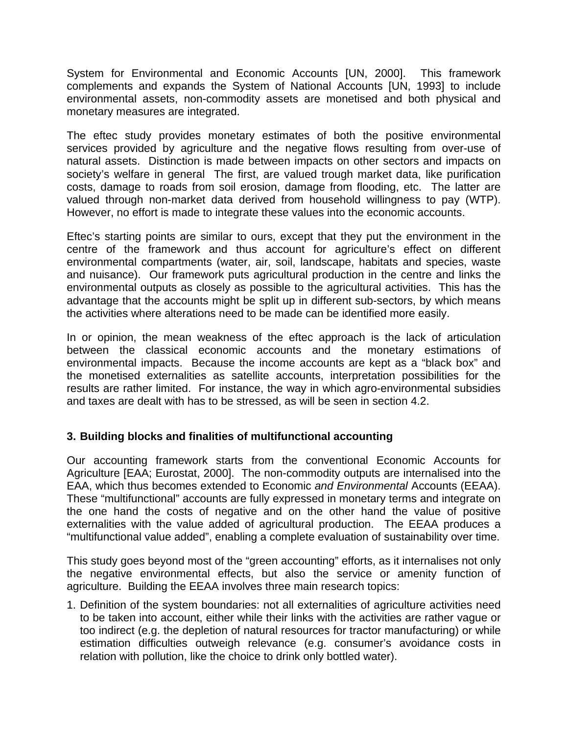System for Environmental and Economic Accounts [UN, 2000]. This framework complements and expands the System of National Accounts [UN, 1993] to include environmental assets, non-commodity assets are monetised and both physical and monetary measures are integrated.

The eftec study provides monetary estimates of both the positive environmental services provided by agriculture and the negative flows resulting from over-use of natural assets. Distinction is made between impacts on other sectors and impacts on society's welfare in general The first, are valued trough market data, like purification costs, damage to roads from soil erosion, damage from flooding, etc. The latter are valued through non-market data derived from household willingness to pay (WTP). However, no effort is made to integrate these values into the economic accounts.

Eftec's starting points are similar to ours, except that they put the environment in the centre of the framework and thus account for agriculture's effect on different environmental compartments (water, air, soil, landscape, habitats and species, waste and nuisance). Our framework puts agricultural production in the centre and links the environmental outputs as closely as possible to the agricultural activities. This has the advantage that the accounts might be split up in different sub-sectors, by which means the activities where alterations need to be made can be identified more easily.

In or opinion, the mean weakness of the eftec approach is the lack of articulation between the classical economic accounts and the monetary estimations of environmental impacts. Because the income accounts are kept as a "black box" and the monetised externalities as satellite accounts, interpretation possibilities for the results are rather limited. For instance, the way in which agro-environmental subsidies and taxes are dealt with has to be stressed, as will be seen in section 4.2.

## 3. Building blocks and finalities of multifunctional accounting

Our accounting framework starts from the conventional Economic Accounts for Agriculture [EAA; Eurostat, 2000]. The non-commodity outputs are internalised into the EAA, which thus becomes extended to Economic *and Environmental* Accounts (EEAA). These "multifunctional" accounts are fully expressed in monetary terms and integrate on the one hand the costs of negative and on the other hand the value of positive externalities with the value added of agricultural production. The EEAA produces a "multifunctional value added", enabling a complete evaluation of sustainability over time.

This study goes beyond most of the "green accounting" efforts, as it internalises not only the negative environmental effects, but also the service or amenity function of agriculture. Building the EEAA involves three main research topics:

1. Definition of the system boundaries: not all externalities of agriculture activities need to be taken into account, either while their links with the activities are rather vague or too indirect (e.g. the depletion of natural resources for tractor manufacturing) or while estimation difficulties outweigh relevance (e.g. consumer's avoidance costs in relation with pollution, like the choice to drink only bottled water).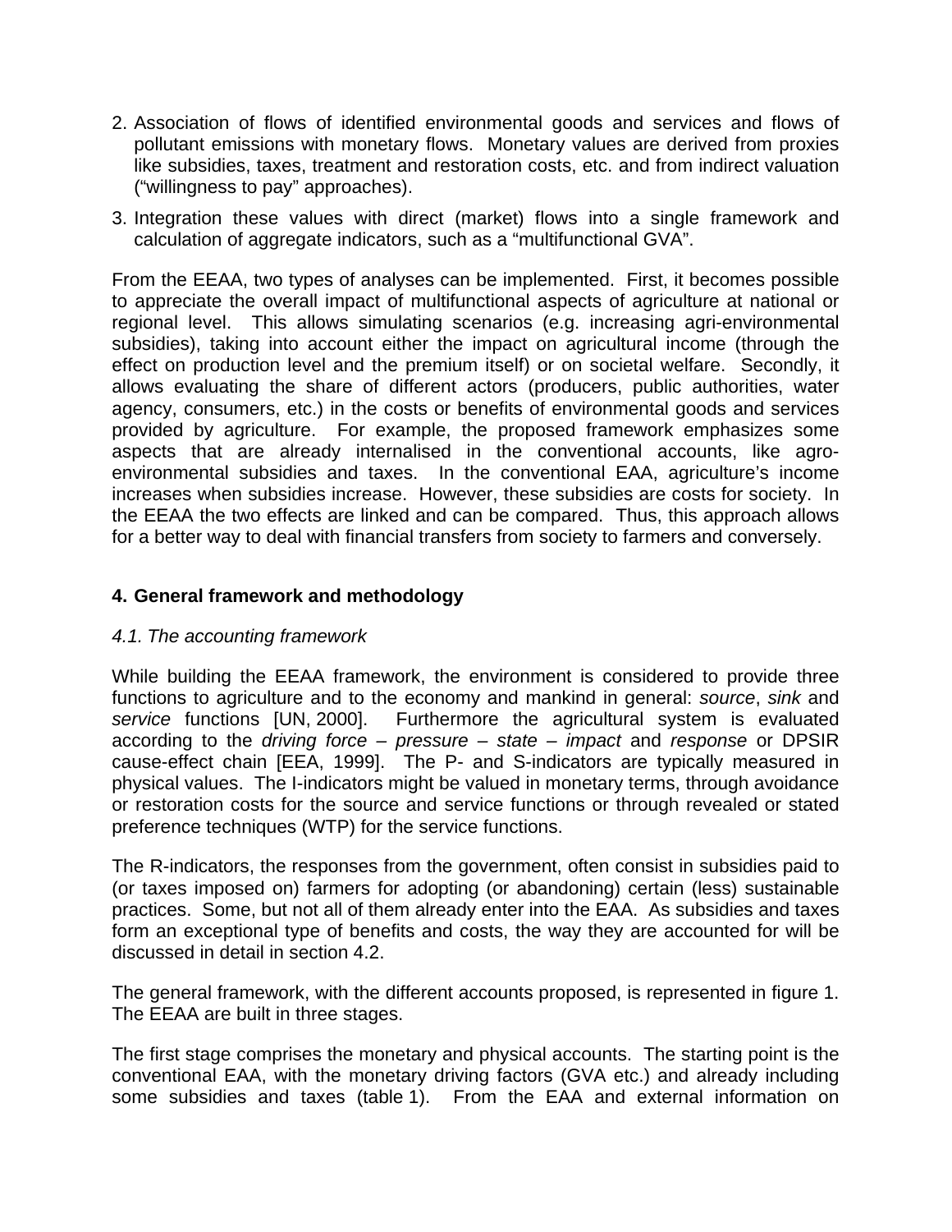2. Association of flows of identified environmental goods and services and flows of pollutant emissions with monetary flows. Monetary values are derived from proxies like subsidies, taxes, treatment and restoration costs, etc. and from indirect valuation ("willingness to pay" approaches).
3. Integration these values with direct (market) flows into a single framework and calculation of aggregate indicators, such as a "multifunctional GVA".

From the EEAA, two types of analyses can be implemented. First, it becomes possible to appreciate the overall impact of multifunctional aspects of agriculture at national or regional level. This allows simulating scenarios (e.g. increasing agri-environmental subsidies), taking into account either the impact on agricultural income (through the effect on production level and the premium itself) or on societal welfare. Secondly, it allows evaluating the share of different actors (producers, public authorities, water agency, consumers, etc.) in the costs or benefits of environmental goods and services provided by agriculture. For example, the proposed framework emphasizes some aspects that are already internalised in the conventional accounts, like agro-environmental subsidies and taxes. In the conventional EAA, agriculture's income increases when subsidies increase. However, these subsidies are costs for society. In the EEAA the two effects are linked and can be compared. Thus, this approach allows for a better way to deal with financial transfers from society to farmers and conversely.

## 4. General framework and methodology

### *4.1. The accounting framework*

While building the EEAA framework, the environment is considered to provide three functions to agriculture and to the economy and mankind in general: *source*, *sink* and *service* functions [UN, 2000]. Furthermore the agricultural system is evaluated according to the *driving force* – *pressure* – *state* – *impact* and *response* or DPSIR cause-effect chain [EEA, 1999]. The P- and S-indicators are typically measured in physical values. The I-indicators might be valued in monetary terms, through avoidance or restoration costs for the source and service functions or through revealed or stated preference techniques (WTP) for the service functions.

The R-indicators, the responses from the government, often consist in subsidies paid to (or taxes imposed on) farmers for adopting (or abandoning) certain (less) sustainable practices. Some, but not all of them already enter into the EAA. As subsidies and taxes form an exceptional type of benefits and costs, the way they are accounted for will be discussed in detail in section 4.2.

The general framework, with the different accounts proposed, is represented in figure 1. The EEAA are built in three stages.

The first stage comprises the monetary and physical accounts. The starting point is the conventional EAA, with the monetary driving factors (GVA etc.) and already including some subsidies and taxes (table 1). From the EAA and external information on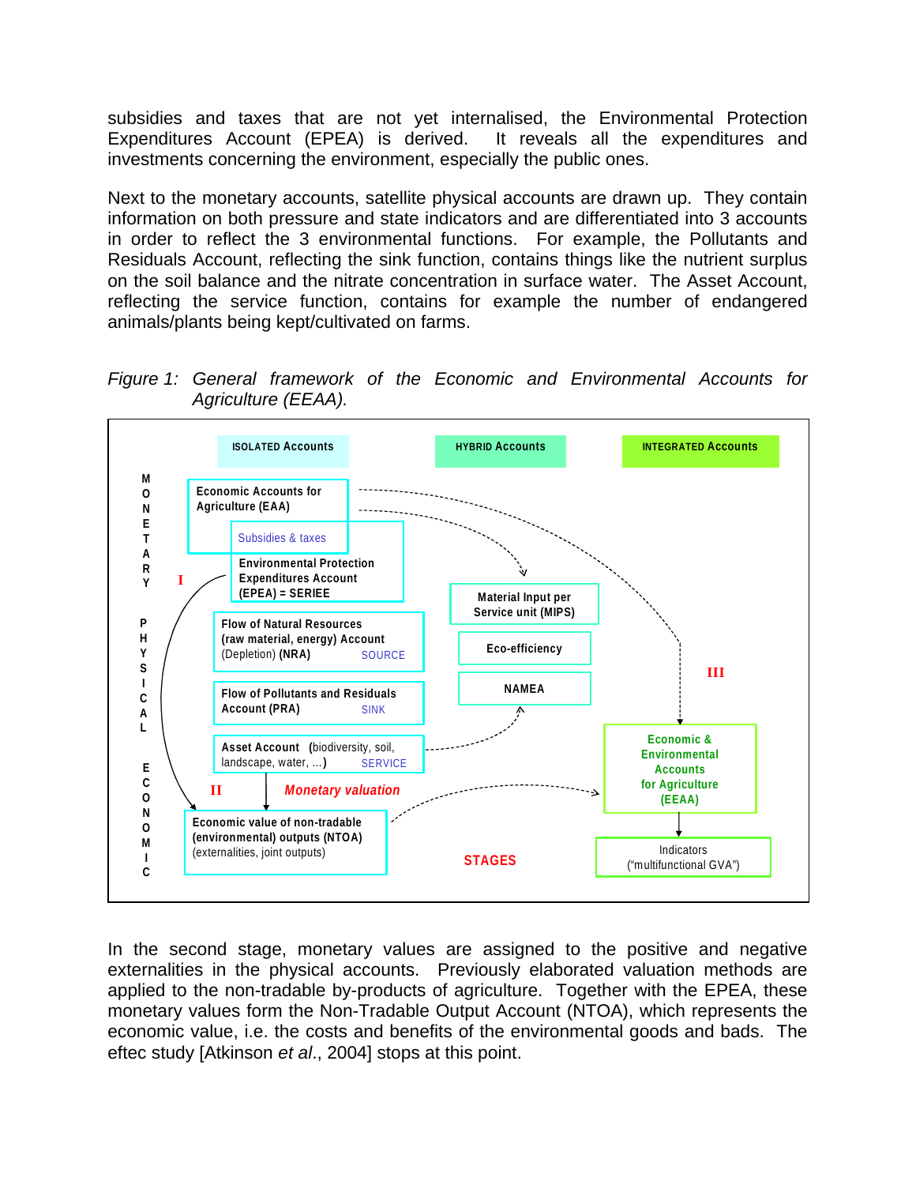subsidies and taxes that are not yet internalised, the Environmental Protection Expenditures Account (EPEA) is derived. It reveals all the expenditures and investments concerning the environment, especially the public ones.

Next to the monetary accounts, satellite physical accounts are drawn up. They contain information on both pressure and state indicators and are differentiated into 3 accounts in order to reflect the 3 environmental functions. For example, the Pollutants and Residuals Account, reflecting the sink function, contains things like the nutrient surplus on the soil balance and the nitrate concentration in surface water. The Asset Account, reflecting the service function, contains for example the number of endangered animals/plants being kept/cultivated on farms.

*Figure 1: General framework of the Economic and Environmental Accounts for Agriculture (EEAA).*

In the second stage, monetary values are assigned to the positive and negative externalities in the physical accounts. Previously elaborated valuation methods are applied to the non-tradable by-products of agriculture. Together with the EPEA, these monetary values form the Non-Tradable Output Account (NTOA), which represents the economic value, i.e. the costs and benefits of the environmental goods and bads. The eftec study [Atkinson *et al*., 2004] stops at this point.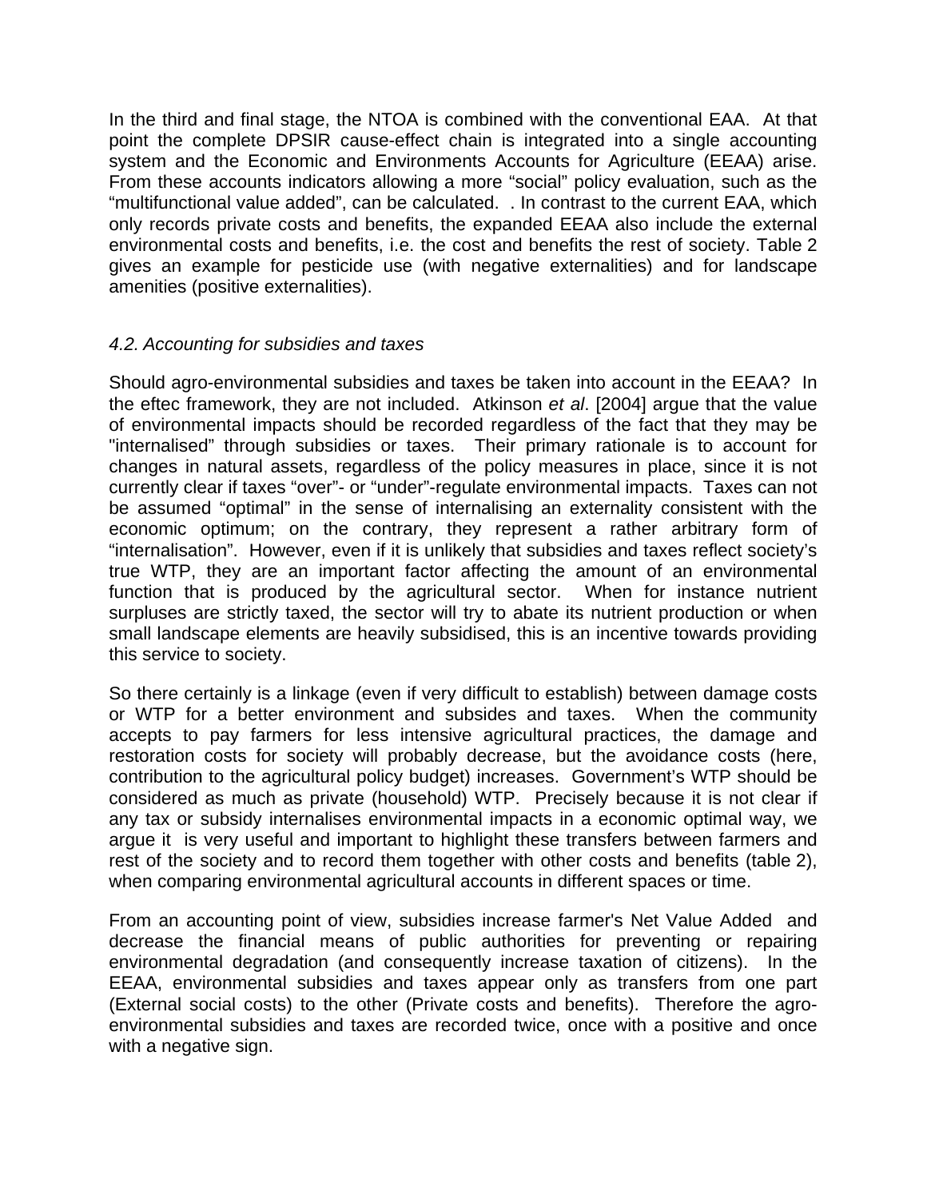In the third and final stage, the NTOA is combined with the conventional EAA. At that point the complete DPSIR cause-effect chain is integrated into a single accounting system and the Economic and Environments Accounts for Agriculture (EEAA) arise. From these accounts indicators allowing a more "social" policy evaluation, such as the "multifunctional value added", can be calculated. . In contrast to the current EAA, which only records private costs and benefits, the expanded EEAA also include the external environmental costs and benefits, i.e. the cost and benefits the rest of society. Table 2 gives an example for pesticide use (with negative externalities) and for landscape amenities (positive externalities).

### *4.2. Accounting for subsidies and taxes*

Should agro-environmental subsidies and taxes be taken into account in the EEAA? In the eftec framework, they are not included. Atkinson *et al*. [2004] argue that the value of environmental impacts should be recorded regardless of the fact that they may be "internalised" through subsidies or taxes. Their primary rationale is to account for changes in natural assets, regardless of the policy measures in place, since it is not currently clear if taxes "over"- or "under"-regulate environmental impacts. Taxes can not be assumed "optimal" in the sense of internalising an externality consistent with the economic optimum; on the contrary, they represent a rather arbitrary form of "internalisation". However, even if it is unlikely that subsidies and taxes reflect society's true WTP, they are an important factor affecting the amount of an environmental function that is produced by the agricultural sector. When for instance nutrient surpluses are strictly taxed, the sector will try to abate its nutrient production or when small landscape elements are heavily subsidised, this is an incentive towards providing this service to society.

So there certainly is a linkage (even if very difficult to establish) between damage costs or WTP for a better environment and subsides and taxes. When the community accepts to pay farmers for less intensive agricultural practices, the damage and restoration costs for society will probably decrease, but the avoidance costs (here, contribution to the agricultural policy budget) increases. Government's WTP should be considered as much as private (household) WTP. Precisely because it is not clear if any tax or subsidy internalises environmental impacts in a economic optimal way, we argue it is very useful and important to highlight these transfers between farmers and rest of the society and to record them together with other costs and benefits (table 2), when comparing environmental agricultural accounts in different spaces or time.

From an accounting point of view, subsidies increase farmer's Net Value Added and decrease the financial means of public authorities for preventing or repairing environmental degradation (and consequently increase taxation of citizens). In the EEAA, environmental subsidies and taxes appear only as transfers from one part (External social costs) to the other (Private costs and benefits). Therefore the agro-environmental subsidies and taxes are recorded twice, once with a positive and once with a negative sign.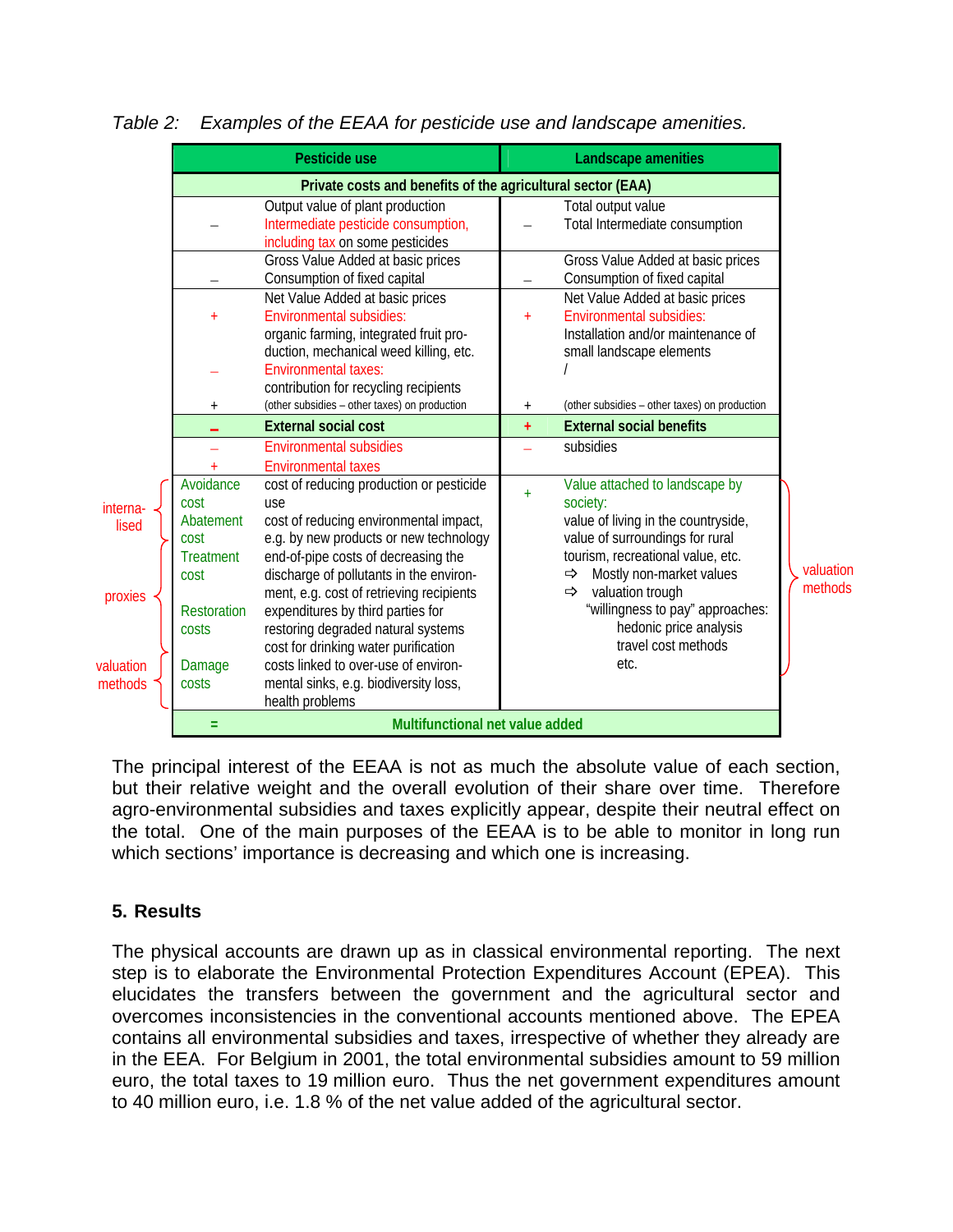*Table 2: Examples of the EEAA for pesticide use and landscape amenities.*

| | | Pesticide use | | Landscape amenities |
|---|---|---|---|---|
| | | **Private costs and benefits of the agricultural sector (EAA)** | | |
| | – | Output value of plant production<br>Intermediate pesticide consumption, including tax on some pesticides | – | Total output value<br>Total Intermediate consumption |
| | – | Gross Value Added at basic prices<br>Consumption of fixed capital | – | Gross Value Added at basic prices<br>Consumption of fixed capital |
| | +<br>–<br>+ | Net Value Added at basic prices<br>Environmental subsidies:<br>organic farming, integrated fruit production, mechanical weed killing, etc.<br>Environmental taxes:<br>contribution for recycling recipients<br>(other subsidies – other taxes) on production | +<br>+ | Net Value Added at basic prices<br>Environmental subsidies:<br>Installation and/or maintenance of small landscape elements<br>/<br>(other subsidies – other taxes) on production |
| | **–** | **External social cost** | **+** | **External social benefits** |
| | –<br>+ | Environmental subsidies<br>Environmental taxes | – | subsidies |
| internalised | Avoidance cost | cost of reducing production or pesticide use | + | Value attached to landscape by society:<br>value of living in the countryside, value of surroundings for rural tourism, recreational value, etc.<br>⇨ Mostly non-market values<br>⇨ valuation trough "willingness to pay" approaches:<br>hedonic price analysis<br>travel cost methods<br>etc.<br>(valuation methods) |
| internalised / proxies | Abatement cost | cost of reducing environmental impact, e.g. by new products or new technology | | |
| proxies | Treatment cost | end-of-pipe costs of decreasing the discharge of pollutants in the environment, e.g. cost of retrieving recipients | | |
| proxies | Restoration costs | expenditures by third parties for restoring degraded natural systems<br>cost for drinking water purification | | |
| valuation methods | Damage costs | costs linked to over-use of environmental sinks, e.g. biodiversity loss, health problems | | |
| | = | **Multifunctional net value added** | | |

The principal interest of the EEAA is not as much the absolute value of each section, but their relative weight and the overall evolution of their share over time. Therefore agro-environmental subsidies and taxes explicitly appear, despite their neutral effect on the total. One of the main purposes of the EEAA is to be able to monitor in long run which sections' importance is decreasing and which one is increasing.

## 5. Results

The physical accounts are drawn up as in classical environmental reporting. The next step is to elaborate the Environmental Protection Expenditures Account (EPEA). This elucidates the transfers between the government and the agricultural sector and overcomes inconsistencies in the conventional accounts mentioned above. The EPEA contains all environmental subsidies and taxes, irrespective of whether they already are in the EEA. For Belgium in 2001, the total environmental subsidies amount to 59 million euro, the total taxes to 19 million euro. Thus the net government expenditures amount to 40 million euro, i.e. 1.8 % of the net value added of the agricultural sector.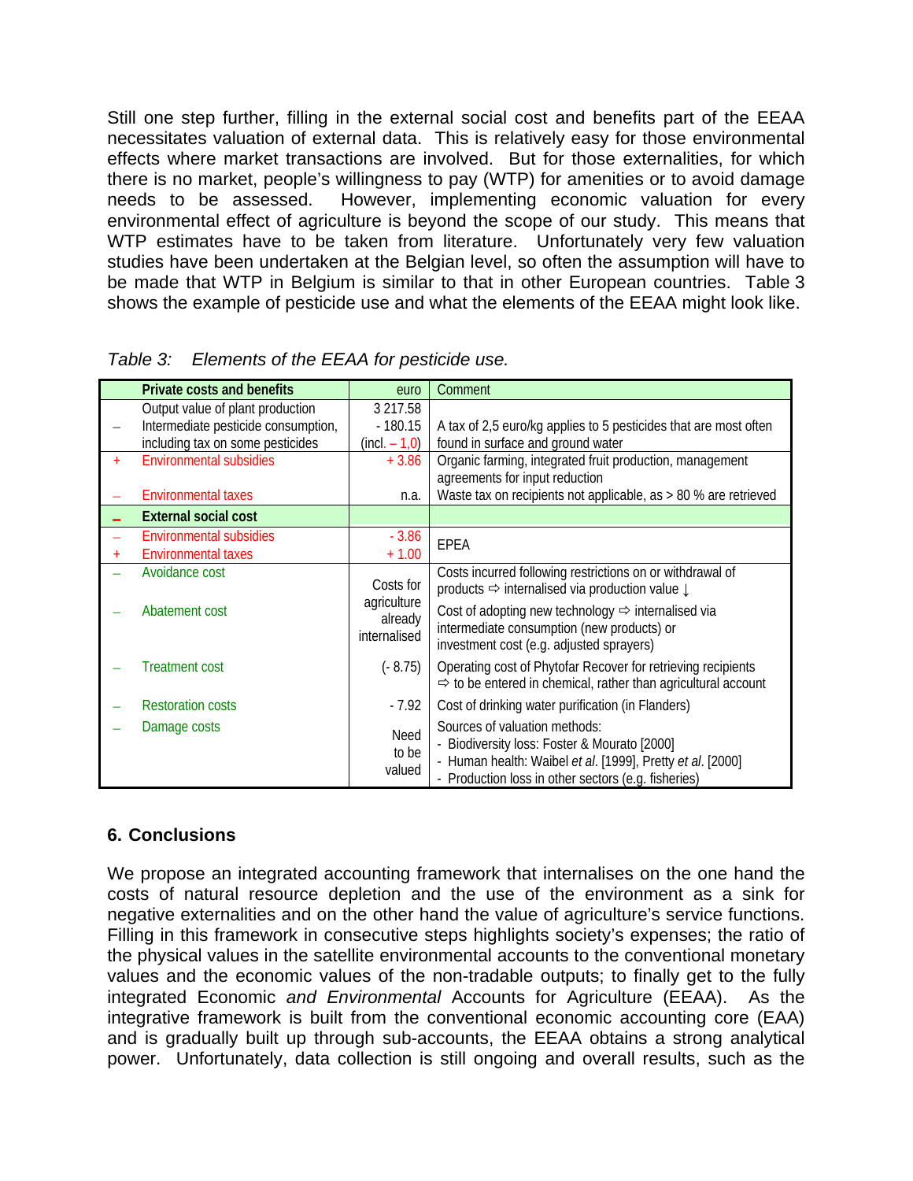Still one step further, filling in the external social cost and benefits part of the EEAA necessitates valuation of external data. This is relatively easy for those environmental effects where market transactions are involved. But for those externalities, for which there is no market, people's willingness to pay (WTP) for amenities or to avoid damage needs to be assessed. However, implementing economic valuation for every environmental effect of agriculture is beyond the scope of our study. This means that WTP estimates have to be taken from literature. Unfortunately very few valuation studies have been undertaken at the Belgian level, so often the assumption will have to be made that WTP in Belgium is similar to that in other European countries. Table 3 shows the example of pesticide use and what the elements of the EEAA might look like.

*Table 3: Elements of the EEAA for pesticide use.*

| | Private costs and benefits | euro | Comment |
|---|---|---|---|
| | Output value of plant production | 3 217.58 | |
| – | Intermediate pesticide consumption, including tax on some pesticides | - 180.15 (incl. – 1,0) | A tax of 2,5 euro/kg applies to 5 pesticides that are most often found in surface and ground water |
| + | Environmental subsidies | + 3.86 | Organic farming, integrated fruit production, management agreements for input reduction |
| – | Environmental taxes | n.a. | Waste tax on recipients not applicable, as > 80 % are retrieved |
| – | **External social cost** | | |
| – | Environmental subsidies | - 3.86 | EPEA |
| + | Environmental taxes | + 1.00 | |
| – | Avoidance cost | Costs for agriculture already internalised | Costs incurred following restrictions on or withdrawal of products ⇨ internalised via production value ↓ |
| – | Abatement cost | | Cost of adopting new technology ⇨ internalised via intermediate consumption (new products) or investment cost (e.g. adjusted sprayers) |
| – | Treatment cost | (- 8.75) | Operating cost of Phytofar Recover for retrieving recipients ⇨ to be entered in chemical, rather than agricultural account |
| – | Restoration costs | - 7.92 | Cost of drinking water purification (in Flanders) |
| – | Damage costs | Need to be valued | Sources of valuation methods: - Biodiversity loss: Foster & Mourato [2000] - Human health: Waibel *et al*. [1999], Pretty *et al*. [2000] - Production loss in other sectors (e.g. fisheries) |

## 6. Conclusions

We propose an integrated accounting framework that internalises on the one hand the costs of natural resource depletion and the use of the environment as a sink for negative externalities and on the other hand the value of agriculture's service functions. Filling in this framework in consecutive steps highlights society's expenses; the ratio of the physical values in the satellite environmental accounts to the conventional monetary values and the economic values of the non-tradable outputs; to finally get to the fully integrated Economic *and Environmental* Accounts for Agriculture (EEAA). As the integrative framework is built from the conventional economic accounting core (EAA) and is gradually built up through sub-accounts, the EEAA obtains a strong analytical power. Unfortunately, data collection is still ongoing and overall results, such as the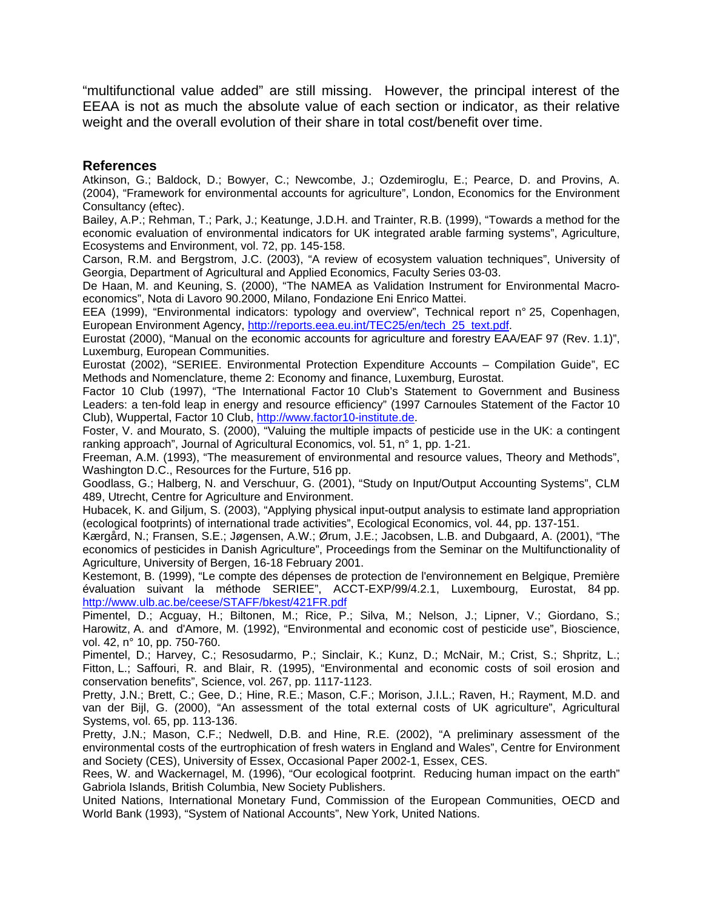"multifunctional value added" are still missing. However, the principal interest of the EEAA is not as much the absolute value of each section or indicator, as their relative weight and the overall evolution of their share in total cost/benefit over time.

## References

Atkinson, G.; Baldock, D.; Bowyer, C.; Newcombe, J.; Ozdemiroglu, E.; Pearce, D. and Provins, A. (2004), "Framework for environmental accounts for agriculture", London, Economics for the Environment Consultancy (eftec).

Bailey, A.P.; Rehman, T.; Park, J.; Keatunge, J.D.H. and Trainter, R.B. (1999), "Towards a method for the economic evaluation of environmental indicators for UK integrated arable farming systems", Agriculture, Ecosystems and Environment, vol. 72, pp. 145-158.

Carson, R.M. and Bergstrom, J.C. (2003), "A review of ecosystem valuation techniques", University of Georgia, Department of Agricultural and Applied Economics, Faculty Series 03-03.

De Haan, M. and Keuning, S. (2000), "The NAMEA as Validation Instrument for Environmental Macro-economics", Nota di Lavoro 90.2000, Milano, Fondazione Eni Enrico Mattei.

EEA (1999), "Environmental indicators: typology and overview", Technical report n° 25, Copenhagen, European Environment Agency, http://reports.eea.eu.int/TEC25/en/tech_25_text.pdf.

Eurostat (2000), "Manual on the economic accounts for agriculture and forestry EAA/EAF 97 (Rev. 1.1)", Luxemburg, European Communities.

Eurostat (2002), "SERIEE. Environmental Protection Expenditure Accounts – Compilation Guide", EC Methods and Nomenclature, theme 2: Economy and finance, Luxemburg, Eurostat.

Factor 10 Club (1997), "The International Factor 10 Club's Statement to Government and Business Leaders: a ten-fold leap in energy and resource efficiency" (1997 Carnoules Statement of the Factor 10 Club), Wuppertal, Factor 10 Club, http://www.factor10-institute.de.

Foster, V. and Mourato, S. (2000), "Valuing the multiple impacts of pesticide use in the UK: a contingent ranking approach", Journal of Agricultural Economics, vol. 51, n° 1, pp. 1-21.

Freeman, A.M. (1993), "The measurement of environmental and resource values, Theory and Methods", Washington D.C., Resources for the Furture, 516 pp.

Goodlass, G.; Halberg, N. and Verschuur, G. (2001), "Study on Input/Output Accounting Systems", CLM 489, Utrecht, Centre for Agriculture and Environment.

Hubacek, K. and Giljum, S. (2003), "Applying physical input-output analysis to estimate land appropriation (ecological footprints) of international trade activities", Ecological Economics, vol. 44, pp. 137-151.

Kærgård, N.; Fransen, S.E.; Jøgensen, A.W.; Ørum, J.E.; Jacobsen, L.B. and Dubgaard, A. (2001), "The economics of pesticides in Danish Agriculture", Proceedings from the Seminar on the Multifunctionality of Agriculture, University of Bergen, 16-18 February 2001.

Kestemont, B. (1999), "Le compte des dépenses de protection de l'environnement en Belgique, Première évaluation suivant la méthode SERIEE", ACCT-EXP/99/4.2.1, Luxembourg, Eurostat, 84 pp. http://www.ulb.ac.be/ceese/STAFF/bkest/421FR.pdf

Pimentel, D.; Acguay, H.; Biltonen, M.; Rice, P.; Silva, M.; Nelson, J.; Lipner, V.; Giordano, S.; Harowitz, A. and d'Amore, M. (1992), "Environmental and economic cost of pesticide use", Bioscience, vol. 42, n° 10, pp. 750-760.

Pimentel, D.; Harvey, C.; Resosudarmo, P.; Sinclair, K.; Kunz, D.; McNair, M.; Crist, S.; Shpritz, L.; Fitton, L.; Saffouri, R. and Blair, R. (1995), "Environmental and economic costs of soil erosion and conservation benefits", Science, vol. 267, pp. 1117-1123.

Pretty, J.N.; Brett, C.; Gee, D.; Hine, R.E.; Mason, C.F.; Morison, J.I.L.; Raven, H.; Rayment, M.D. and van der Bijl, G. (2000), "An assessment of the total external costs of UK agriculture", Agricultural Systems, vol. 65, pp. 113-136.

Pretty, J.N.; Mason, C.F.; Nedwell, D.B. and Hine, R.E. (2002), "A preliminary assessment of the environmental costs of the eurtrophication of fresh waters in England and Wales", Centre for Environment and Society (CES), University of Essex, Occasional Paper 2002-1, Essex, CES.

Rees, W. and Wackernagel, M. (1996), "Our ecological footprint. Reducing human impact on the earth" Gabriola Islands, British Columbia, New Society Publishers.

United Nations, International Monetary Fund, Commission of the European Communities, OECD and World Bank (1993), "System of National Accounts", New York, United Nations.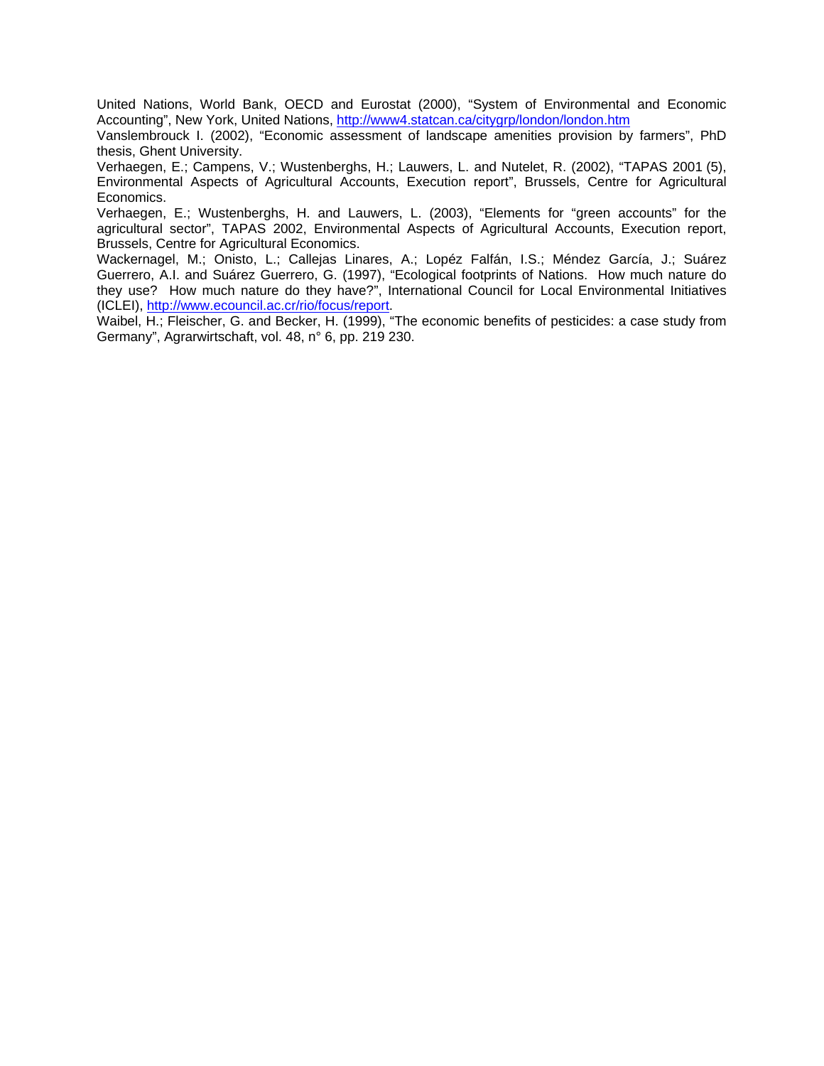United Nations, World Bank, OECD and Eurostat (2000), “System of Environmental and Economic Accounting”, New York, United Nations, http://www4.statcan.ca/citygrp/london/london.htm

Vanslembrouck I. (2002), “Economic assessment of landscape amenities provision by farmers”, PhD thesis, Ghent University.

Verhaegen, E.; Campens, V.; Wustenberghs, H.; Lauwers, L. and Nutelet, R. (2002), “TAPAS 2001 (5), Environmental Aspects of Agricultural Accounts, Execution report”, Brussels, Centre for Agricultural Economics.

Verhaegen, E.; Wustenberghs, H. and Lauwers, L. (2003), “Elements for “green accounts” for the agricultural sector”, TAPAS 2002, Environmental Aspects of Agricultural Accounts, Execution report, Brussels, Centre for Agricultural Economics.

Wackernagel, M.; Onisto, L.; Callejas Linares, A.; Lopéz Falfán, I.S.; Méndez García, J.; Suárez Guerrero, A.I. and Suárez Guerrero, G. (1997), “Ecological footprints of Nations. How much nature do they use? How much nature do they have?”, International Council for Local Environmental Initiatives (ICLEI), http://www.ecouncil.ac.cr/rio/focus/report.

Waibel, H.; Fleischer, G. and Becker, H. (1999), “The economic benefits of pesticides: a case study from Germany”, Agrarwirtschaft, vol. 48, n° 6, pp. 219 230.